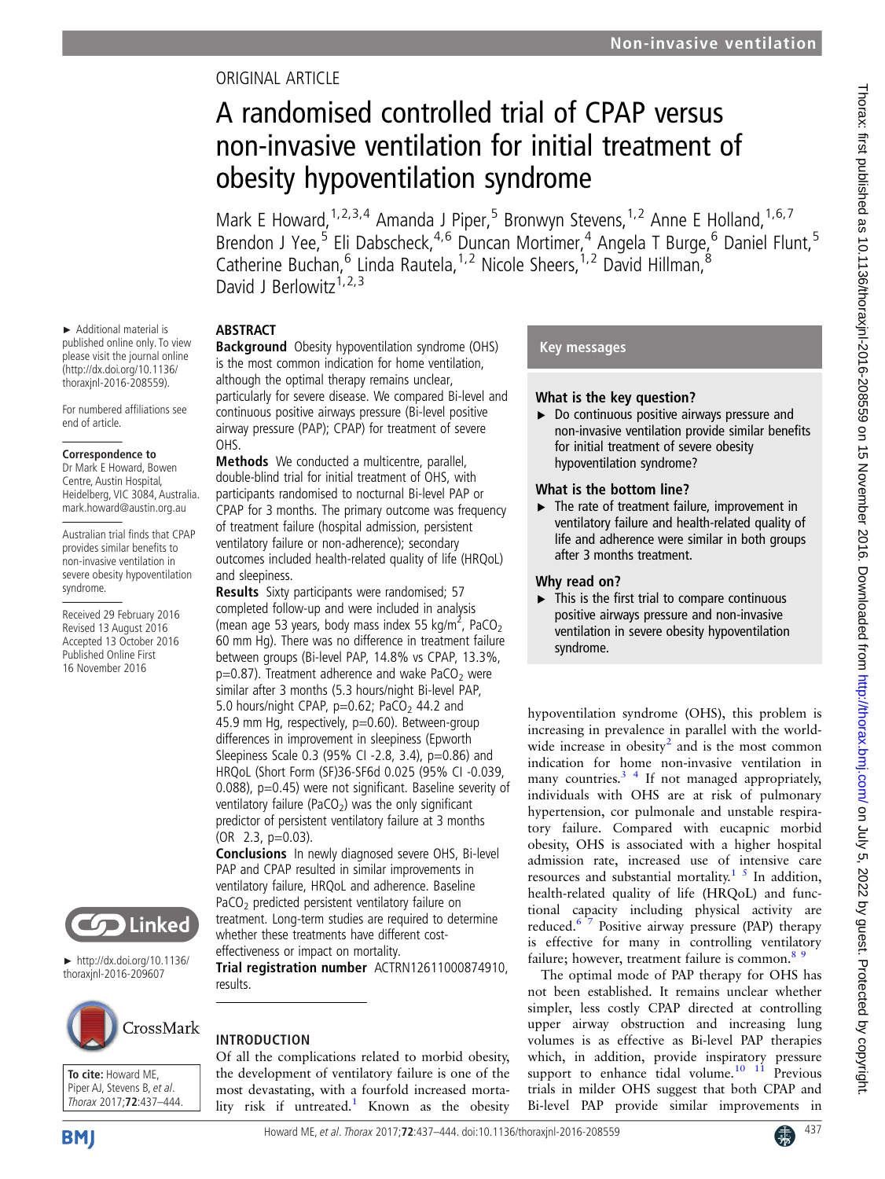ORIGINAL ARTICLE

# A randomised controlled trial of CPAP versus non-invasive ventilation for initial treatment of obesity hypoventilation syndrome

Mark E Howard,[1,2,3,4] Amanda J Piper,[5] Bronwyn Stevens,[1,2] Anne E Holland,[1,6,7] Brendon J Yee,[5] Eli Dabscheck,[4,6] Duncan Mortimer,[4] Angela T Burge,[6] Daniel Flunt,[5] Catherine Buchan,[6] Linda Rautela,[1,2] Nicole Sheers,[1,2] David Hillman,[8] David J Berlowitz[1,2,3]

► Additional material is published online only. To view please visit the journal online (http://dx.doi.org/10.1136/thoraxjnl-2016-208559).

For numbered affiliations see end of article.

**Correspondence to**
Dr Mark E Howard, Bowen Centre, Austin Hospital, Heidelberg, VIC 3084, Australia. mark.howard@austin.org.au

Australian trial finds that CPAP provides similar benefits to non-invasive ventilation in severe obesity hypoventilation syndrome.

Received 29 February 2016
Revised 13 August 2016
Accepted 13 October 2016
Published Online First 16 November 2016

► http://dx.doi.org/10.1136/thoraxjnl-2016-209607

**To cite:** Howard ME, Piper AJ, Stevens B, *et al.* *Thorax* 2017;**72**:437–444.

## ABSTRACT

**Background** Obesity hypoventilation syndrome (OHS) is the most common indication for home ventilation, although the optimal therapy remains unclear, particularly for severe disease. We compared Bi-level and continuous positive airways pressure (Bi-level positive airway pressure (PAP); CPAP) for treatment of severe OHS.

**Methods** We conducted a multicentre, parallel, double-blind trial for initial treatment of OHS, with participants randomised to nocturnal Bi-level PAP or CPAP for 3 months. The primary outcome was frequency of treatment failure (hospital admission, persistent ventilatory failure or non-adherence); secondary outcomes included health-related quality of life (HRQoL) and sleepiness.

**Results** Sixty participants were randomised; 57 completed follow-up and were included in analysis (mean age 53 years, body mass index 55 kg/m$^2$, $PaCO_2$ 60 mm Hg). There was no difference in treatment failure between groups (Bi-level PAP, 14.8% vs CPAP, 13.3%, p=0.87). Treatment adherence and wake $PaCO_2$ were similar after 3 months (5.3 hours/night Bi-level PAP, 5.0 hours/night CPAP, p=0.62; $PaCO_2$ 44.2 and 45.9 mm Hg, respectively, p=0.60). Between-group differences in improvement in sleepiness (Epworth Sleepiness Scale 0.3 (95% CI -2.8, 3.4), p=0.86) and HRQoL (Short Form (SF)36-SF6d 0.025 (95% CI -0.039, 0.088), p=0.45) were not significant. Baseline severity of ventilatory failure ($PaCO_2$) was the only significant predictor of persistent ventilatory failure at 3 months (OR 2.3, p=0.03).

**Conclusions** In newly diagnosed severe OHS, Bi-level PAP and CPAP resulted in similar improvements in ventilatory failure, HRQoL and adherence. Baseline $PaCO_2$ predicted persistent ventilatory failure on treatment. Long-term studies are required to determine whether these treatments have different cost-effectiveness or impact on mortality.

**Trial registration number** ACTRN12611000874910, results.

## Key messages

### What is the key question?

- Do continuous positive airways pressure and non-invasive ventilation provide similar benefits for initial treatment of severe obesity hypoventilation syndrome?

### What is the bottom line?

- The rate of treatment failure, improvement in ventilatory failure and health-related quality of life and adherence were similar in both groups after 3 months treatment.

### Why read on?

- This is the first trial to compare continuous positive airways pressure and non-invasive ventilation in severe obesity hypoventilation syndrome.

## INTRODUCTION

Of all the complications related to morbid obesity, the development of ventilatory failure is one of the most devastating, with a fourfold increased mortality risk if untreated.[1] Known as the obesity hypoventilation syndrome (OHS), this problem is increasing in prevalence in parallel with the worldwide increase in obesity[2] and is the most common indication for home non-invasive ventilation in many countries.[3,4] If not managed appropriately, individuals with OHS are at risk of pulmonary hypertension, cor pulmonale and unstable respiratory failure. Compared with eucapnic morbid obesity, OHS is associated with a higher hospital admission rate, increased use of intensive care resources and substantial mortality.[1,5] In addition, health-related quality of life (HRQoL) and functional capacity including physical activity are reduced.[6,7] Positive airway pressure (PAP) therapy is effective for many in controlling ventilatory failure; however, treatment failure is common.[8,9]

The optimal mode of PAP therapy for OHS has not been established. It remains unclear whether simpler, less costly CPAP directed at controlling upper airway obstruction and increasing lung volumes is as effective as Bi-level PAP therapies which, in addition, provide inspiratory pressure support to enhance tidal volume.[10,11] Previous trials in milder OHS suggest that both CPAP and Bi-level PAP provide similar improvements in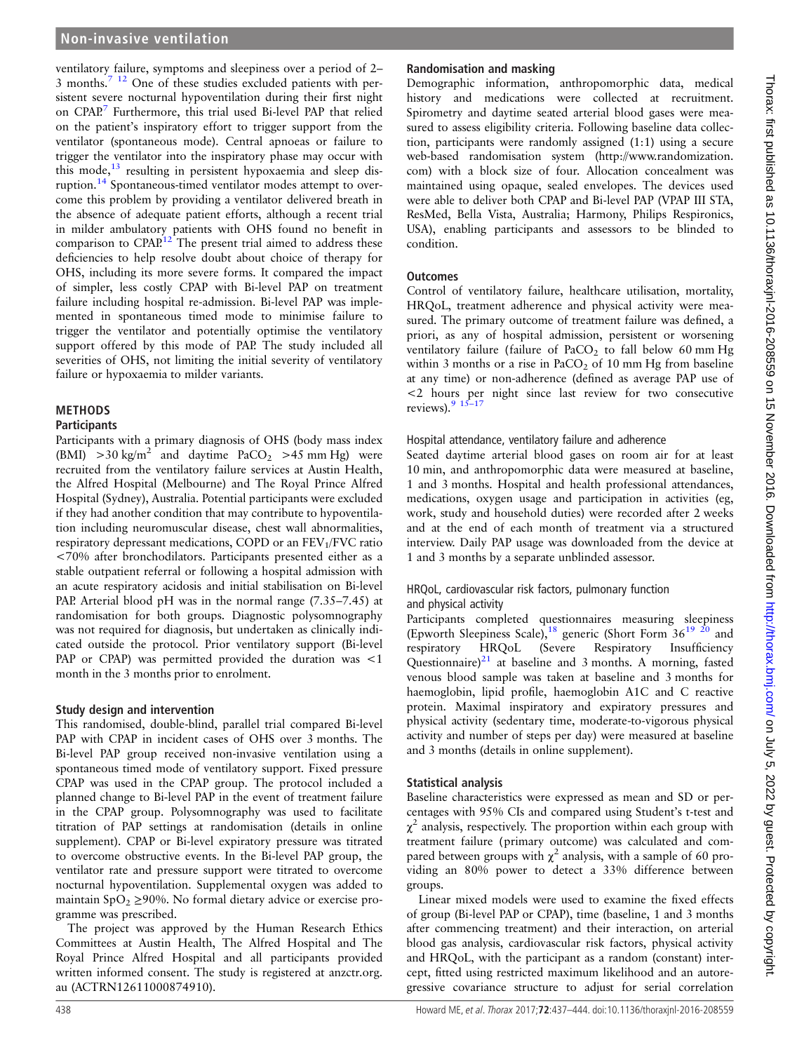ventilatory failure, symptoms and sleepiness over a period of 2–3 months.[7,12] One of these studies excluded patients with persistent severe nocturnal hypoventilation during their first night on CPAP.[7] Furthermore, this trial used Bi-level PAP that relied on the patient's inspiratory effort to trigger support from the ventilator (spontaneous mode). Central apnoeas or failure to trigger the ventilator into the inspiratory phase may occur with this mode,[13] resulting in persistent hypoxaemia and sleep disruption.[14] Spontaneous-timed ventilator modes attempt to overcome this problem by providing a ventilator delivered breath in the absence of adequate patient efforts, although a recent trial in milder ambulatory patients with OHS found no benefit in comparison to CPAP.[12] The present trial aimed to address these deficiencies to help resolve doubt about choice of therapy for OHS, including its more severe forms. It compared the impact of simpler, less costly CPAP with Bi-level PAP on treatment failure including hospital re-admission. Bi-level PAP was implemented in spontaneous timed mode to minimise failure to trigger the ventilator and potentially optimise the ventilatory support offered by this mode of PAP. The study included all severities of OHS, not limiting the initial severity of ventilatory failure or hypoxaemia to milder variants.

## METHODS

### Participants

Participants with a primary diagnosis of OHS (body mass index (BMI) $>30$ kg/m$^2$ and daytime $PaCO_2$ $>45$ mm Hg) were recruited from the ventilatory failure services at Austin Health, the Alfred Hospital (Melbourne) and The Royal Prince Alfred Hospital (Sydney), Australia. Potential participants were excluded if they had another condition that may contribute to hypoventilation including neuromuscular disease, chest wall abnormalities, respiratory depressant medications, COPD or an $FEV_1/FVC$ ratio $<70\%$ after bronchodilators. Participants presented either as a stable outpatient referral or following a hospital admission with an acute respiratory acidosis and initial stabilisation on Bi-level PAP. Arterial blood pH was in the normal range (7.35–7.45) at randomisation for both groups. Diagnostic polysomnography was not required for diagnosis, but undertaken as clinically indicated outside the protocol. Prior ventilatory support (Bi-level PAP or CPAP) was permitted provided the duration was $<1$ month in the 3 months prior to enrolment.

### Study design and intervention

This randomised, double-blind, parallel trial compared Bi-level PAP with CPAP in incident cases of OHS over 3 months. The Bi-level PAP group received non-invasive ventilation using a spontaneous timed mode of ventilatory support. Fixed pressure CPAP was used in the CPAP group. The protocol included a planned change to Bi-level PAP in the event of treatment failure in the CPAP group. Polysomnography was used to facilitate titration of PAP settings at randomisation (details in online supplement). CPAP or Bi-level expiratory pressure was titrated to overcome obstructive events. In the Bi-level PAP group, the ventilator rate and pressure support were titrated to overcome nocturnal hypoventilation. Supplemental oxygen was added to maintain $SpO_2 \geq 90\%$. No formal dietary advice or exercise programme was prescribed.

The project was approved by the Human Research Ethics Committees at Austin Health, The Alfred Hospital and The Royal Prince Alfred Hospital and all participants provided written informed consent. The study is registered at anzctr.org.au (ACTRN12611000874910).

### Randomisation and masking

Demographic information, anthropomorphic data, medical history and medications were collected at recruitment. Spirometry and daytime seated arterial blood gases were measured to assess eligibility criteria. Following baseline data collection, participants were randomly assigned (1:1) using a secure web-based randomisation system (http://www.randomization.com) with a block size of four. Allocation concealment was maintained using opaque, sealed envelopes. The devices used were able to deliver both CPAP and Bi-level PAP (VPAP III STA, ResMed, Bella Vista, Australia; Harmony, Philips Respironics, USA), enabling participants and assessors to be blinded to condition.

### Outcomes

Control of ventilatory failure, healthcare utilisation, mortality, HRQoL, treatment adherence and physical activity were measured. The primary outcome of treatment failure was defined, a priori, as any of hospital admission, persistent or worsening ventilatory failure (failure of $PaCO_2$ to fall below 60 mm Hg within 3 months or a rise in $PaCO_2$ of 10 mm Hg from baseline at any time) or non-adherence (defined as average PAP use of $<2$ hours per night since last review for two consecutive reviews).[9,15–17]

#### Hospital attendance, ventilatory failure and adherence

Seated daytime arterial blood gases on room air for at least 10 min, and anthropomorphic data were measured at baseline, 1 and 3 months. Hospital and health professional attendances, medications, oxygen usage and participation in activities (eg, work, study and household duties) were recorded after 2 weeks and at the end of each month of treatment via a structured interview. Daily PAP usage was downloaded from the device at 1 and 3 months by a separate unblinded assessor.

#### HRQoL, cardiovascular risk factors, pulmonary function and physical activity

Participants completed questionnaires measuring sleepiness (Epworth Sleepiness Scale),[18] generic (Short Form 36[19,20] and respiratory HRQoL (Severe Respiratory Insufficiency Questionnaire)[21] at baseline and 3 months. A morning, fasted venous blood sample was taken at baseline and 3 months for haemoglobin, lipid profile, haemoglobin A1C and C reactive protein. Maximal inspiratory and expiratory pressures and physical activity (sedentary time, moderate-to-vigorous physical activity and number of steps per day) were measured at baseline and 3 months (details in online supplement).

### Statistical analysis

Baseline characteristics were expressed as mean and SD or percentages with 95% CIs and compared using Student's t-test and $\chi^2$ analysis, respectively. The proportion within each group with treatment failure (primary outcome) was calculated and compared between groups with $\chi^2$ analysis, with a sample of 60 providing an 80% power to detect a 33% difference between groups.

Linear mixed models were used to examine the fixed effects of group (Bi-level PAP or CPAP), time (baseline, 1 and 3 months after commencing treatment) and their interaction, on arterial blood gas analysis, cardiovascular risk factors, physical activity and HRQoL, with the participant as a random (constant) intercept, fitted using restricted maximum likelihood and an autoregressive covariance structure to adjust for serial correlation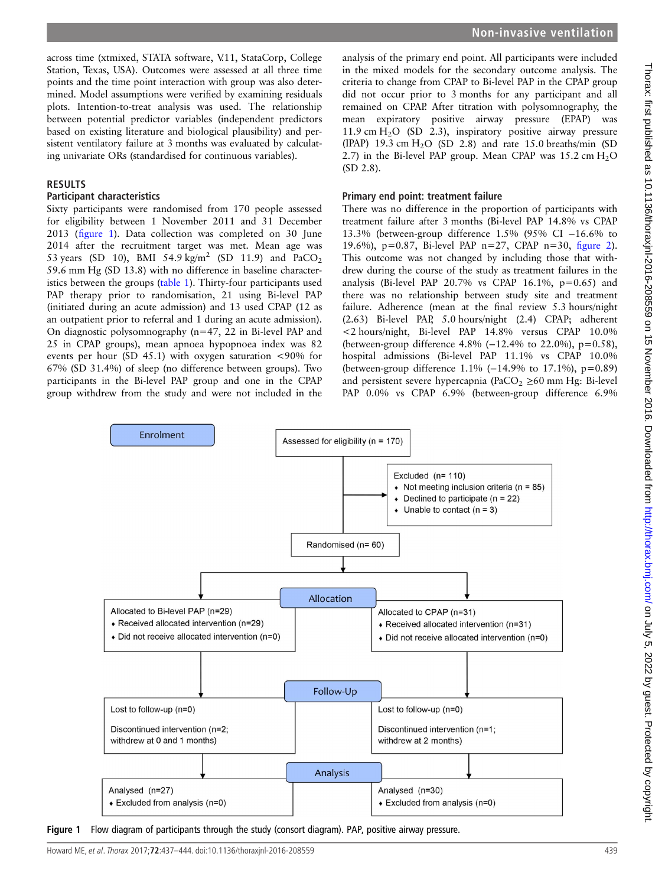across time (xtmixed, STATA software, V.11, StataCorp, College Station, Texas, USA). Outcomes were assessed at all three time points and the time point interaction with group was also determined. Model assumptions were verified by examining residuals plots. Intention-to-treat analysis was used. The relationship between potential predictor variables (independent predictors based on existing literature and biological plausibility) and persistent ventilatory failure at 3 months was evaluated by calculating univariate ORs (standardised for continuous variables).

## RESULTS

### Participant characteristics

Sixty participants were randomised from 170 people assessed for eligibility between 1 November 2011 and 31 December 2013 (figure 1). Data collection was completed on 30 June 2014 after the recruitment target was met. Mean age was 53 years (SD 10), BMI 54.9 kg/m$^2$ (SD 11.9) and $PaCO_2$ 59.6 mm Hg (SD 13.8) with no difference in baseline characteristics between the groups (table 1). Thirty-four participants used PAP therapy prior to randomisation, 21 using Bi-level PAP (initiated during an acute admission) and 13 used CPAP (12 as an outpatient prior to referral and 1 during an acute admission). On diagnostic polysomnography (n=47, 22 in Bi-level PAP and 25 in CPAP groups), mean apnoea hypopnoea index was 82 events per hour (SD 45.1) with oxygen saturation <90% for 67% (SD 31.4%) of sleep (no difference between groups). Two participants in the Bi-level PAP group and one in the CPAP group withdrew from the study and were not included in the analysis of the primary end point. All participants were included in the mixed models for the secondary outcome analysis. The criteria to change from CPAP to Bi-level PAP in the CPAP group did not occur prior to 3 months for any participant and all remained on CPAP. After titration with polysomnography, the mean expiratory positive airway pressure (EPAP) was 11.9 cm $H_2O$ (SD 2.3), inspiratory positive airway pressure (IPAP) 19.3 cm $H_2O$ (SD 2.8) and rate 15.0 breaths/min (SD 2.7) in the Bi-level PAP group. Mean CPAP was 15.2 cm $H_2O$ (SD 2.8).

### Primary end point: treatment failure

There was no difference in the proportion of participants with treatment failure after 3 months (Bi-level PAP 14.8% vs CPAP 13.3% (between-group difference 1.5% (95% CI −16.6% to 19.6%), p=0.87, Bi-level PAP n=27, CPAP n=30, figure 2). This outcome was not changed by including those that withdrew during the course of the study as treatment failures in the analysis (Bi-level PAP 20.7% vs CPAP 16.1%, p=0.65) and there was no relationship between study site and treatment failure. Adherence (mean at the final review 5.3 hours/night (2.63) Bi-level PAP, 5.0 hours/night (2.4) CPAP; adherent <2 hours/night, Bi-level PAP 14.8% versus CPAP 10.0% (between-group difference 4.8% (−12.4% to 22.0%), p=0.58), hospital admissions (Bi-level PAP 11.1% vs CPAP 10.0% (between-group difference 1.1% (−14.9% to 17.1%), p=0.89) and persistent severe hypercapnia ($PaCO_2$ ≥60 mm Hg: Bi-level PAP 0.0% vs CPAP 6.9% (between-group difference 6.9%

**Enrolment**

Assessed for eligibility (n = 170)

Excluded (n= 110)
- Not meeting inclusion criteria (n = 85)
- Declined to participate (n = 22)
- Unable to contact (n = 3)

Randomised (n= 60)

**Allocation**

| Bi-level PAP | CPAP |
|---|---|
| Allocated to Bi-level PAP (n=29)<br>• Received allocated intervention (n=29)<br>• Did not receive allocated intervention (n=0) | Allocated to CPAP (n=31)<br>• Received allocated intervention (n=31)<br>• Did not receive allocated intervention (n=0) |

**Follow-Up**

| Bi-level PAP | CPAP |
|---|---|
| Lost to follow-up (n=0)<br>Discontinued intervention (n=2; withdrew at 0 and 1 months) | Lost to follow-up (n=0)<br>Discontinued intervention (n=1; withdrew at 2 months) |

**Analysis**

| Bi-level PAP | CPAP |
|---|---|
| Analysed (n=27)<br>• Excluded from analysis (n=0) | Analysed (n=30)<br>• Excluded from analysis (n=0) |

**Figure 1** Flow diagram of participants through the study (consort diagram). PAP, positive airway pressure.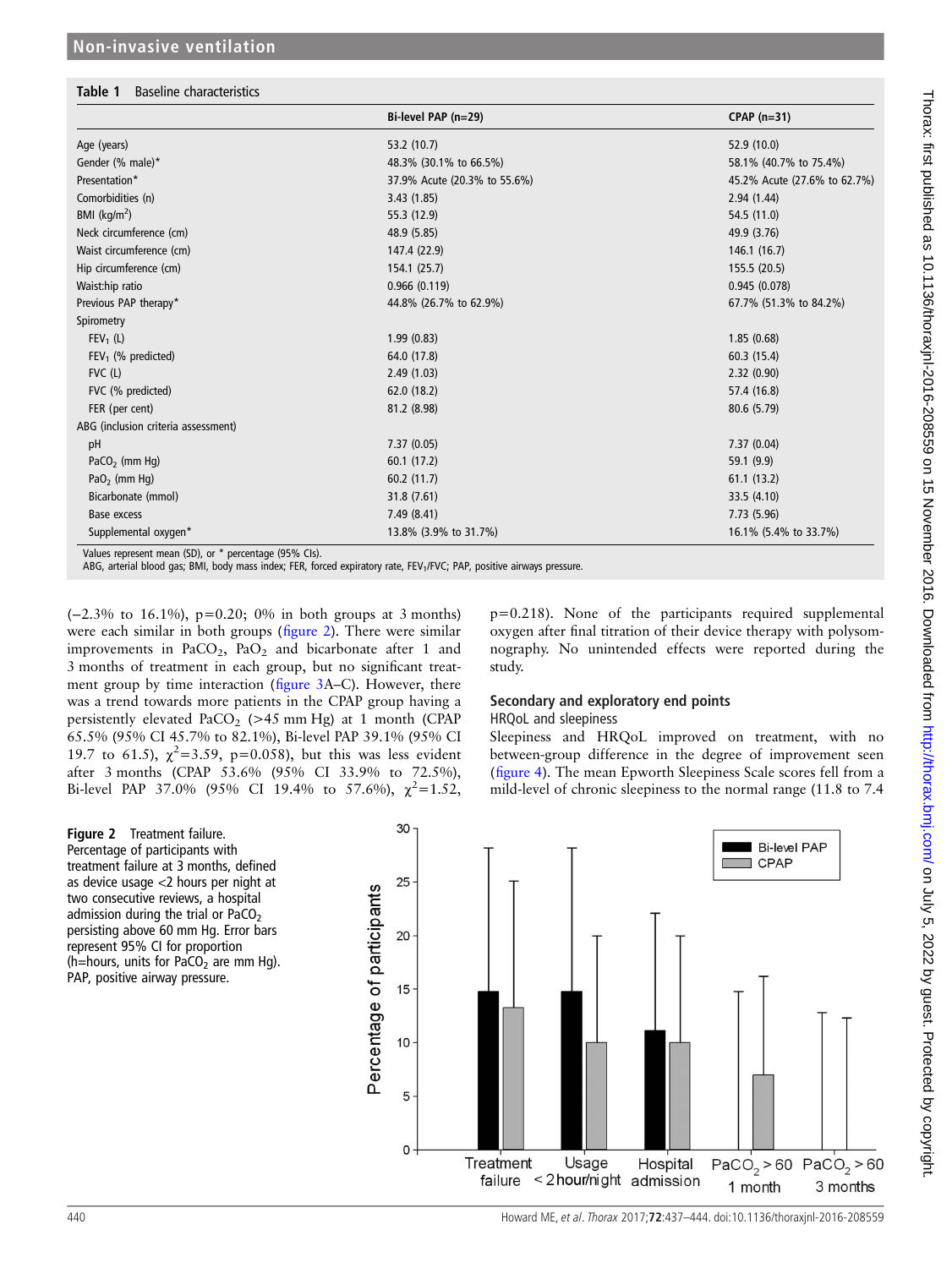**Table 1** Baseline characteristics

| | Bi-level PAP (n=29) | CPAP (n=31) |
|---|---|---|
| Age (years) | 53.2 (10.7) | 52.9 (10.0) |
| Gender (% male)* | 48.3% (30.1% to 66.5%) | 58.1% (40.7% to 75.4%) |
| Presentation* | 37.9% Acute (20.3% to 55.6%) | 45.2% Acute (27.6% to 62.7%) |
| Comorbidities (n) | 3.43 (1.85) | 2.94 (1.44) |
| BMI (kg/m$^2$) | 55.3 (12.9) | 54.5 (11.0) |
| Neck circumference (cm) | 48.9 (5.85) | 49.9 (3.76) |
| Waist circumference (cm) | 147.4 (22.9) | 146.1 (16.7) |
| Hip circumference (cm) | 154.1 (25.7) | 155.5 (20.5) |
| Waist:hip ratio | 0.966 (0.119) | 0.945 (0.078) |
| Previous PAP therapy* | 44.8% (26.7% to 62.9%) | 67.7% (51.3% to 84.2%) |
| Spirometry | | |
| $FEV_1$ (L) | 1.99 (0.83) | 1.85 (0.68) |
| $FEV_1$ (% predicted) | 64.0 (17.8) | 60.3 (15.4) |
| FVC (L) | 2.49 (1.03) | 2.32 (0.90) |
| FVC (% predicted) | 62.0 (18.2) | 57.4 (16.8) |
| FER (per cent) | 81.2 (8.98) | 80.6 (5.79) |
| ABG (inclusion criteria assessment) | | |
| pH | 7.37 (0.05) | 7.37 (0.04) |
| $PaCO_2$ (mm Hg) | 60.1 (17.2) | 59.1 (9.9) |
| $PaO_2$ (mm Hg) | 60.2 (11.7) | 61.1 (13.2) |
| Bicarbonate (mmol) | 31.8 (7.61) | 33.5 (4.10) |
| Base excess | 7.49 (8.41) | 7.73 (5.96) |
| Supplemental oxygen* | 13.8% (3.9% to 31.7%) | 16.1% (5.4% to 33.7%) |

Values represent mean (SD), or * percentage (95% CIs).
ABG, arterial blood gas; BMI, body mass index; FER, forced expiratory rate, $FEV_1$/FVC; PAP, positive airways pressure.

(−2.3% to 16.1%), p=0.20; 0% in both groups at 3 months) were each similar in both groups (figure 2). There were similar improvements in $PaCO_2$, $PaO_2$ and bicarbonate after 1 and 3 months of treatment in each group, but no significant treatment group by time interaction (figure 3A–C). However, there was a trend towards more patients in the CPAP group having a persistently elevated $PaCO_2$ (>45 mm Hg) at 1 month (CPAP 65.5% (95% CI 45.7% to 82.1%), Bi-level PAP 39.1% (95% CI 19.7 to 61.5), $\chi^2$=3.59, p=0.058), but this was less evident after 3 months (CPAP 53.6% (95% CI 33.9% to 72.5%), Bi-level PAP 37.0% (95% CI 19.4% to 57.6%), $\chi^2$=1.52, p=0.218). None of the participants required supplemental oxygen after final titration of their device therapy with polysomnography. No unintended effects were reported during the study.

**Figure 2** Treatment failure. Percentage of participants with treatment failure at 3 months, defined as device usage <2 hours per night at two consecutive reviews, a hospital admission during the trial or $PaCO_2$ persisting above 60 mm Hg. Error bars represent 95% CI for proportion (h=hours, units for $PaCO_2$ are mm Hg). PAP, positive airway pressure.

## Secondary and exploratory end points

### HRQoL and sleepiness

Sleepiness and HRQoL improved on treatment, with no between-group difference in the degree of improvement seen (figure 4). The mean Epworth Sleepiness Scale scores fell from a mild-level of chronic sleepiness to the normal range (11.8 to 7.4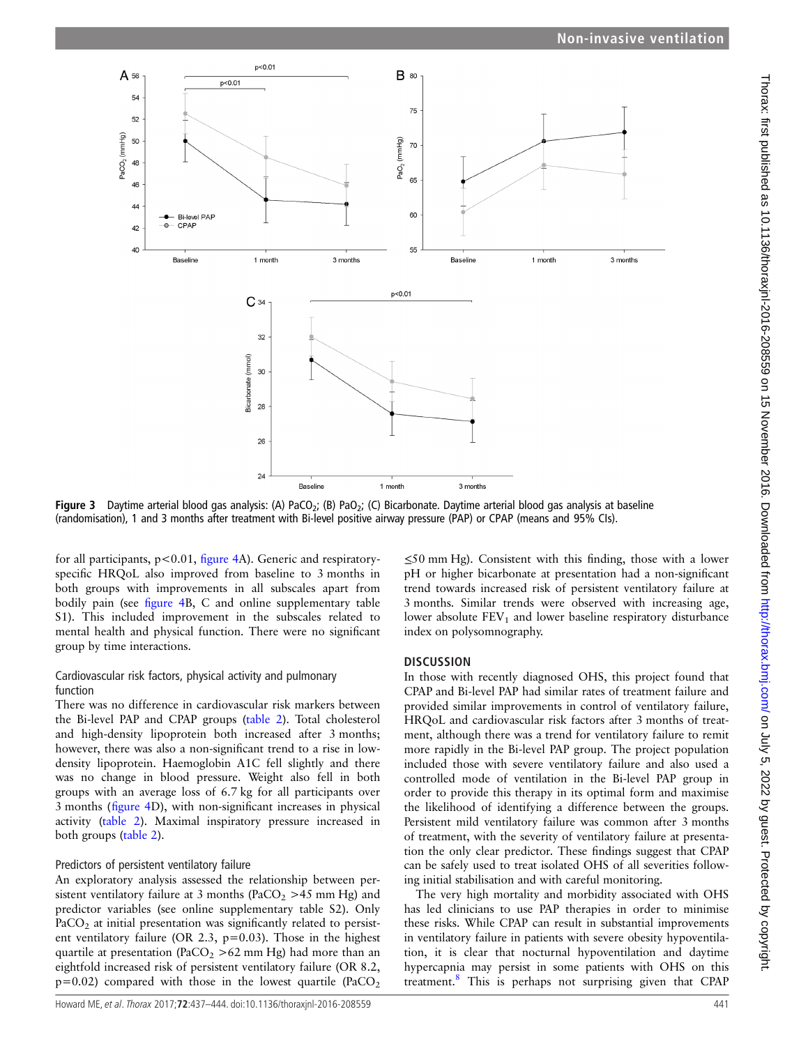Figure 3 Daytime arterial blood gas analysis: (A) $PaCO_2$; (B) $PaO_2$; (C) Bicarbonate. Daytime arterial blood gas analysis at baseline (randomisation), 1 and 3 months after treatment with Bi-level positive airway pressure (PAP) or CPAP (means and 95% CIs).

for all participants, p<0.01, figure 4A). Generic and respiratory-specific HRQoL also improved from baseline to 3 months in both groups with improvements in all subscales apart from bodily pain (see figure 4B, C and online supplementary table S1). This included improvement in the subscales related to mental health and physical function. There were no significant group by time interactions.

### Cardiovascular risk factors, physical activity and pulmonary function

There was no difference in cardiovascular risk markers between the Bi-level PAP and CPAP groups (table 2). Total cholesterol and high-density lipoprotein both increased after 3 months; however, there was also a non-significant trend to a rise in low-density lipoprotein. Haemoglobin A1C fell slightly and there was no change in blood pressure. Weight also fell in both groups with an average loss of 6.7 kg for all participants over 3 months (figure 4D), with non-significant increases in physical activity (table 2). Maximal inspiratory pressure increased in both groups (table 2).

### Predictors of persistent ventilatory failure

An exploratory analysis assessed the relationship between persistent ventilatory failure at 3 months ($PaCO_2$ >45 mm Hg) and predictor variables (see online supplementary table S2). Only $PaCO_2$ at initial presentation was significantly related to persistent ventilatory failure (OR 2.3, p=0.03). Those in the highest quartile at presentation ($PaCO_2$ >62 mm Hg) had more than an eightfold increased risk of persistent ventilatory failure (OR 8.2, p=0.02) compared with those in the lowest quartile ($PaCO_2$ ≤50 mm Hg). Consistent with this finding, those with a lower pH or higher bicarbonate at presentation had a non-significant trend towards increased risk of persistent ventilatory failure at 3 months. Similar trends were observed with increasing age, lower absolute $FEV_1$ and lower baseline respiratory disturbance index on polysomnography.

## DISCUSSION

In those with recently diagnosed OHS, this project found that CPAP and Bi-level PAP had similar rates of treatment failure and provided similar improvements in control of ventilatory failure, HRQoL and cardiovascular risk factors after 3 months of treatment, although there was a trend for ventilatory failure to remit more rapidly in the Bi-level PAP group. The project population included those with severe ventilatory failure and also used a controlled mode of ventilation in the Bi-level PAP group in order to provide this therapy in its optimal form and maximise the likelihood of identifying a difference between the groups. Persistent mild ventilatory failure was common after 3 months of treatment, with the severity of ventilatory failure at presentation the only clear predictor. These findings suggest that CPAP can be safely used to treat isolated OHS of all severities following initial stabilisation and with careful monitoring.

The very high mortality and morbidity associated with OHS has led clinicians to use PAP therapies in order to minimise these risks. While CPAP can result in substantial improvements in ventilatory failure in patients with severe obesity hypoventilation, it is clear that nocturnal hypoventilation and daytime hypercapnia may persist in some patients with OHS on this treatment.[8] This is perhaps not surprising given that CPAP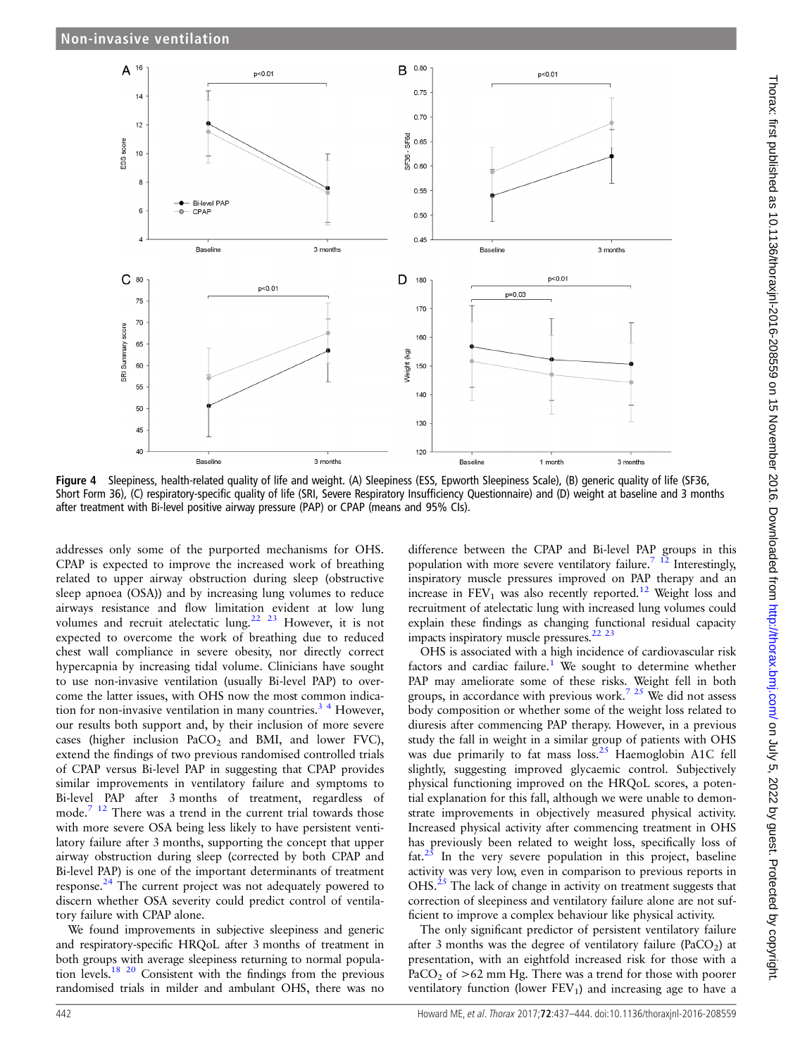Figure 4 Sleepiness, health-related quality of life and weight. (A) Sleepiness (ESS, Epworth Sleepiness Scale), (B) generic quality of life (SF36, Short Form 36), (C) respiratory-specific quality of life (SRI, Severe Respiratory Insufficiency Questionnaire) and (D) weight at baseline and 3 months after treatment with Bi-level positive airway pressure (PAP) or CPAP (means and 95% CIs).

addresses only some of the purported mechanisms for OHS. CPAP is expected to improve the increased work of breathing related to upper airway obstruction during sleep (obstructive sleep apnoea (OSA)) and by increasing lung volumes to reduce airways resistance and flow limitation evident at low lung volumes and recruit atelectatic lung.[22 23] However, it is not expected to overcome the work of breathing due to reduced chest wall compliance in severe obesity, nor directly correct hypercapnia by increasing tidal volume. Clinicians have sought to use non-invasive ventilation (usually Bi-level PAP) to overcome the latter issues, with OHS now the most common indication for non-invasive ventilation in many countries.[3 4] However, our results both support and, by their inclusion of more severe cases (higher inclusion $PaCO_2$ and BMI, and lower FVC), extend the findings of two previous randomised controlled trials of CPAP versus Bi-level PAP in suggesting that CPAP provides similar improvements in ventilatory failure and symptoms to Bi-level PAP after 3 months of treatment, regardless of mode.[7 12] There was a trend in the current trial towards those with more severe OSA being less likely to have persistent ventilatory failure after 3 months, supporting the concept that upper airway obstruction during sleep (corrected by both CPAP and Bi-level PAP) is one of the important determinants of treatment response.[24] The current project was not adequately powered to discern whether OSA severity could predict control of ventilatory failure with CPAP alone.

We found improvements in subjective sleepiness and generic and respiratory-specific HRQoL after 3 months of treatment in both groups with average sleepiness returning to normal population levels.[18 20] Consistent with the findings from the previous randomised trials in milder and ambulant OHS, there was no difference between the CPAP and Bi-level PAP groups in this population with more severe ventilatory failure.[7 12] Interestingly, inspiratory muscle pressures improved on PAP therapy and an increase in $FEV_1$ was also recently reported.[12] Weight loss and recruitment of atelectatic lung with increased lung volumes could explain these findings as changing functional residual capacity impacts inspiratory muscle pressures.[22 23]

OHS is associated with a high incidence of cardiovascular risk factors and cardiac failure.[1] We sought to determine whether PAP may ameliorate some of these risks. Weight fell in both groups, in accordance with previous work.[7 25] We did not assess body composition or whether some of the weight loss related to diuresis after commencing PAP therapy. However, in a previous study the fall in weight in a similar group of patients with OHS was due primarily to fat mass loss.[25] Haemoglobin A1C fell slightly, suggesting improved glycaemic control. Subjectively physical functioning improved on the HRQoL scores, a potential explanation for this fall, although we were unable to demonstrate improvements in objectively measured physical activity. Increased physical activity after commencing treatment in OHS has previously been related to weight loss, specifically loss of fat.[25] In the very severe population in this project, baseline activity was very low, even in comparison to previous reports in OHS.[25] The lack of change in activity on treatment suggests that correction of sleepiness and ventilatory failure alone are not sufficient to improve a complex behaviour like physical activity.

The only significant predictor of persistent ventilatory failure after 3 months was the degree of ventilatory failure ($PaCO_2$) at presentation, with an eightfold increased risk for those with a $PaCO_2$ of >62 mm Hg. There was a trend for those with poorer ventilatory function (lower $FEV_1$) and increasing age to have a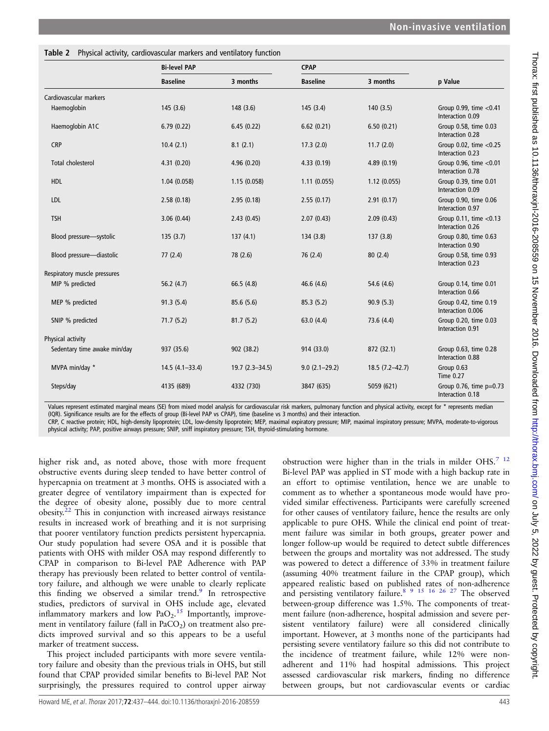**Table 2** Physical activity, cardiovascular markers and ventilatory function

| | Bi-level PAP | | CPAP | | |
|---|---|---|---|---|---|
| | Baseline | 3 months | Baseline | 3 months | p Value |
| Cardiovascular markers | | | | | |
| Haemoglobin | 145 (3.6) | 148 (3.6) | 145 (3.4) | 140 (3.5) | Group 0.99, time <0.41 Interaction 0.09 |
| Haemoglobin A1C | 6.79 (0.22) | 6.45 (0.22) | 6.62 (0.21) | 6.50 (0.21) | Group 0.58, time 0.03 Interaction 0.28 |
| CRP | 10.4 (2.1) | 8.1 (2.1) | 17.3 (2.0) | 11.7 (2.0) | Group 0.02, time <0.25 Interaction 0.23 |
| Total cholesterol | 4.31 (0.20) | 4.96 (0.20) | 4.33 (0.19) | 4.89 (0.19) | Group 0.96, time <0.01 Interaction 0.78 |
| HDL | 1.04 (0.058) | 1.15 (0.058) | 1.11 (0.055) | 1.12 (0.055) | Group 0.39, time 0.01 Interaction 0.09 |
| LDL | 2.58 (0.18) | 2.95 (0.18) | 2.55 (0.17) | 2.91 (0.17) | Group 0.90, time 0.06 Interaction 0.97 |
| TSH | 3.06 (0.44) | 2.43 (0.45) | 2.07 (0.43) | 2.09 (0.43) | Group 0.11, time <0.13 Interaction 0.26 |
| Blood pressure—systolic | 135 (3.7) | 137 (4.1) | 134 (3.8) | 137 (3.8) | Group 0.80, time 0.63 Interaction 0.90 |
| Blood pressure—diastolic | 77 (2.4) | 78 (2.6) | 76 (2.4) | 80 (2.4) | Group 0.58, time 0.93 Interaction 0.23 |
| Respiratory muscle pressures | | | | | |
| MIP % predicted | 56.2 (4.7) | 66.5 (4.8) | 46.6 (4.6) | 54.6 (4.6) | Group 0.14, time 0.01 Interaction 0.66 |
| MEP % predicted | 91.3 (5.4) | 85.6 (5.6) | 85.3 (5.2) | 90.9 (5.3) | Group 0.42, time 0.19 Interaction 0.006 |
| SNIP % predicted | 71.7 (5.2) | 81.7 (5.2) | 63.0 (4.4) | 73.6 (4.4) | Group 0.20, time 0.03 Interaction 0.91 |
| Physical activity | | | | | |
| Sedentary time awake min/day | 937 (35.6) | 902 (38.2) | 914 (33.0) | 872 (32.1) | Group 0.63, time 0.28 Interaction 0.88 |
| MVPA min/day * | 14.5 (4.1–33.4) | 19.7 (2.3–34.5) | 9.0 (2.1–29.2) | 18.5 (7.2–42.7) | Group 0.63 Time 0.27 |
| Steps/day | 4135 (689) | 4332 (730) | 3847 (635) | 5059 (621) | Group 0.76, time p=0.73 Interaction 0.18 |

Values represent estimated marginal means (SE) from mixed model analysis for cardiovascular risk markers, pulmonary function and physical activity, except for * represents median (IQR). Significance results are for the effects of group (Bi-level PAP vs CPAP), time (baseline vs 3 months) and their interaction.
CRP, C reactive protein; HDL, high-density lipoprotein; LDL, low-density lipoprotein; MEP, maximal expiratory pressure; MIP, maximal inspiratory pressure; MVPA, moderate-to-vigorous physical activity; PAP, positive airways pressure; SNIP, sniff inspiratory pressure; TSH, thyroid-stimulating hormone.

higher risk and, as noted above, those with more frequent obstructive events during sleep tended to have better control of hypercapnia on treatment at 3 months. OHS is associated with a greater degree of ventilatory impairment than is expected for the degree of obesity alone, possibly due to more central obesity.[22] This in conjunction with increased airways resistance results in increased work of breathing and it is not surprising that poorer ventilatory function predicts persistent hypercapnia. Our study population had severe OSA and it is possible that patients with OHS with milder OSA may respond differently to CPAP in comparison to Bi-level PAP. Adherence with PAP therapy has previously been related to better control of ventilatory failure, and although we were unable to clearly replicate this finding we observed a similar trend.[9] In retrospective studies, predictors of survival in OHS include age, elevated inflammatory markers and low $PaO_2$.[15] Importantly, improvement in ventilatory failure (fall in $PaCO_2$) on treatment also predicts improved survival and so this appears to be a useful marker of treatment success.

This project included participants with more severe ventilatory failure and obesity than the previous trials in OHS, but still found that CPAP provided similar benefits to Bi-level PAP. Not surprisingly, the pressures required to control upper airway obstruction were higher than in the trials in milder OHS.[7,12] Bi-level PAP was applied in ST mode with a high backup rate in an effort to optimise ventilation, hence we are unable to comment as to whether a spontaneous mode would have provided similar effectiveness. Participants were carefully screened for other causes of ventilatory failure, hence the results are only applicable to pure OHS. While the clinical end point of treatment failure was similar in both groups, greater power and longer follow-up would be required to detect subtle differences between the groups and mortality was not addressed. The study was powered to detect a difference of 33% in treatment failure (assuming 40% treatment failure in the CPAP group), which appeared realistic based on published rates of non-adherence and persisting ventilatory failure.[8,9,15,16,26,27] The observed between-group difference was 1.5%. The components of treatment failure (non-adherence, hospital admission and severe persistent ventilatory failure) were all considered clinically important. However, at 3 months none of the participants had persisting severe ventilatory failure so this did not contribute to the incidence of treatment failure, while 12% were non-adherent and 11% had hospital admissions. This project assessed cardiovascular risk markers, finding no difference between groups, but not cardiovascular events or cardiac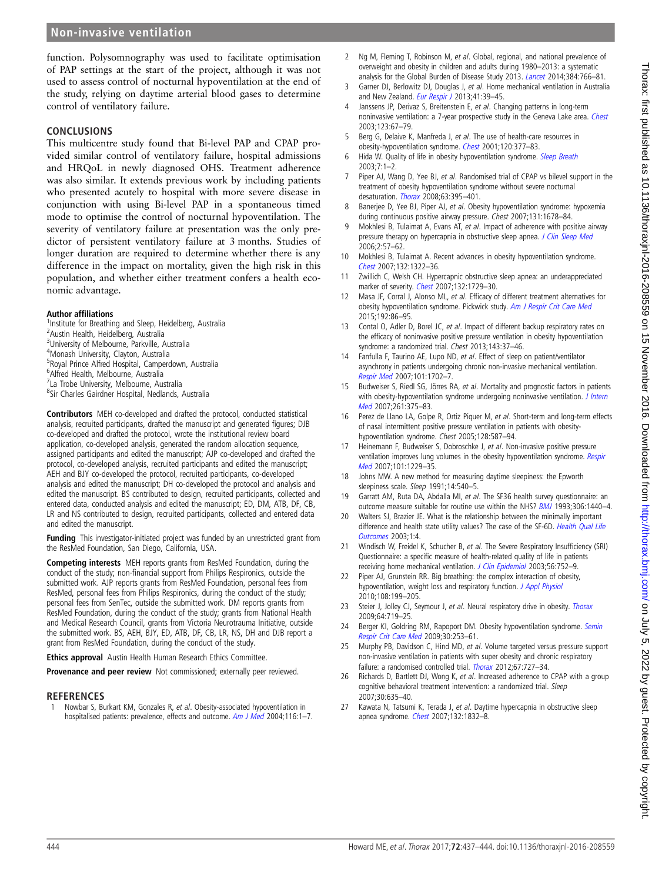function. Polysomnography was used to facilitate optimisation of PAP settings at the start of the project, although it was not used to assess control of nocturnal hypoventilation at the end of the study, relying on daytime arterial blood gases to determine control of ventilatory failure.

## CONCLUSIONS

This multicentre study found that Bi-level PAP and CPAP provided similar control of ventilatory failure, hospital admissions and HRQoL in newly diagnosed OHS. Treatment adherence was also similar. It extends previous work by including patients who presented acutely to hospital with more severe disease in conjunction with using Bi-level PAP in a spontaneous timed mode to optimise the control of nocturnal hypoventilation. The severity of ventilatory failure at presentation was the only predictor of persistent ventilatory failure at 3 months. Studies of longer duration are required to determine whether there is any difference in the impact on mortality, given the high risk in this population, and whether either treatment confers a health economic advantage.

**Author affiliations**
[1]Institute for Breathing and Sleep, Heidelberg, Australia
[2]Austin Health, Heidelberg, Australia
[3]University of Melbourne, Parkville, Australia
[4]Monash University, Clayton, Australia
[5]Royal Prince Alfred Hospital, Camperdown, Australia
[6]Alfred Health, Melbourne, Australia
[7]La Trobe University, Melbourne, Australia
[8]Sir Charles Gairdner Hospital, Nedlands, Australia

**Contributors** MEH co-developed and drafted the protocol, conducted statistical analysis, recruited participants, drafted the manuscript and generated figures; DJB co-developed and drafted the protocol, wrote the institutional review board application, co-developed analysis, generated the random allocation sequence, assigned participants and edited the manuscript; AJP co-developed and drafted the protocol, co-developed analysis, recruited participants and edited the manuscript; AEH and BJY co-developed the protocol, recruited participants, co-developed analysis and edited the manuscript; DH co-developed the protocol and analysis and edited the manuscript. BS contributed to design, recruited participants, collected and entered data, conducted analysis and edited the manuscript; ED, DM, ATB, DF, CB, LR and NS contributed to design, recruited participants, collected and entered data and edited the manuscript.

**Funding** This investigator-initiated project was funded by an unrestricted grant from the ResMed Foundation, San Diego, California, USA.

**Competing interests** MEH reports grants from ResMed Foundation, during the conduct of the study; non-financial support from Philips Respironics, outside the submitted work. AJP reports grants from ResMed Foundation, personal fees from ResMed, personal fees from Philips Respironics, during the conduct of the study; personal fees from SenTec, outside the submitted work. DM reports grants from ResMed Foundation, during the conduct of the study; grants from National Health and Medical Research Council, grants from Victoria Neurotrauma Initiative, outside the submitted work. BS, AEH, BJY, ED, ATB, DF, CB, LR, NS, DH and DJB report a grant from ResMed Foundation, during the conduct of the study.

**Ethics approval** Austin Health Human Research Ethics Committee.

**Provenance and peer review** Not commissioned; externally peer reviewed.

## REFERENCES

1. Nowbar S, Burkart KM, Gonzales R, *et al*. Obesity-associated hypoventilation in hospitalised patients: prevalence, effects and outcome. *Am J Med* 2004;116:1–7.
2. Ng M, Fleming T, Robinson M, *et al*. Global, regional, and national prevalence of overweight and obesity in children and adults during 1980–2013: a systematic analysis for the Global Burden of Disease Study 2013. *Lancet* 2014;384:766–81.
3. Garner DJ, Berlowitz DJ, Douglas J, *et al*. Home mechanical ventilation in Australia and New Zealand. *Eur Respir J* 2013;41:39–45.
4. Janssens JP, Derivaz S, Breitenstein E, *et al*. Changing patterns in long-term noninvasive ventilation: a 7-year prospective study in the Geneva Lake area. *Chest* 2003;123:67–79.
5. Berg G, Delaive K, Manfreda J, *et al*. The use of health-care resources in obesity-hypoventilation syndrome. *Chest* 2001;120:377–83.
6. Hida W. Quality of life in obesity hypoventilation syndrome. *Sleep Breath* 2003;7:1–2.
7. Piper AJ, Wang D, Yee BJ, *et al*. Randomised trial of CPAP vs bilevel support in the treatment of obesity hypoventilation syndrome without severe nocturnal desaturation. *Thorax* 2008;63:395–401.
8. Banerjee D, Yee BJ, Piper AJ, *et al*. Obesity hypoventilation syndrome: hypoxemia during continuous positive airway pressure. *Chest* 2007;131:1678–84.
9. Mokhlesi B, Tulaimat A, Evans AT, *et al*. Impact of adherence with positive airway pressure therapy on hypercapnia in obstructive sleep apnea. *J Clin Sleep Med* 2006;2:57–62.
10. Mokhlesi B, Tulaimat A. Recent advances in obesity hypoventilation syndrome. *Chest* 2007;132:1322–36.
11. Zwillich C, Welsh CH. Hypercapnic obstructive sleep apnea: an underappreciated marker of severity. *Chest* 2007;132:1729–30.
12. Masa JF, Corral J, Alonso ML, *et al*. Efficacy of different treatment alternatives for obesity hypoventilation syndrome. Pickwick study. *Am J Respir Crit Care Med* 2015;192:86–95.
13. Contal O, Adler D, Borel JC, *et al*. Impact of different backup respiratory rates on the efficacy of noninvasive positive pressure ventilation in obesity hypoventilation syndrome: a randomized trial. *Chest* 2013;143:37–46.
14. Fanfulla F, Taurino AE, Lupo ND, *et al*. Effect of sleep on patient/ventilator asynchrony in patients undergoing chronic non-invasive mechanical ventilation. *Respir Med* 2007;101:1702–7.
15. Budweiser S, Riedl SG, Jörres RA, *et al*. Mortality and prognostic factors in patients with obesity-hypoventilation syndrome undergoing noninvasive ventilation. *J Intern Med* 2007;261:375–83.
16. Perez de Llano LA, Golpe R, Ortiz Piquer M, *et al*. Short-term and long-term effects of nasal intermittent positive pressure ventilation in patients with obesity-hypoventilation syndrome. *Chest* 2005;128:587–94.
17. Heinemann F, Budweiser S, Dobroschke J, *et al*. Non-invasive positive pressure ventilation improves lung volumes in the obesity hypoventilation syndrome. *Respir Med* 2007;101:1229–35.
18. Johns MW. A new method for measuring daytime sleepiness: the Epworth sleepiness scale. *Sleep* 1991;14:540–5.
19. Garratt AM, Ruta DA, Abdalla MI, *et al*. The SF36 health survey questionnaire: an outcome measure suitable for routine use within the NHS? *BMJ* 1993;306:1440–4.
20. Walters SJ, Brazier JE. What is the relationship between the minimally important difference and health state utility values? The case of the SF-6D. *Health Qual Life Outcomes* 2003;1:4.
21. Windisch W, Freidel K, Schucher B, *et al*. The Severe Respiratory Insufficiency (SRI) Questionnaire: a specific measure of health-related quality of life in patients receiving home mechanical ventilation. *J Clin Epidemiol* 2003;56:752–9.
22. Piper AJ, Grunstein RR. Big breathing: the complex interaction of obesity, hypoventilation, weight loss and respiratory function. *J Appl Physiol* 2010;108:199–205.
23. Steier J, Jolley CJ, Seymour J, *et al*. Neural respiratory drive in obesity. *Thorax* 2009;64:719–25.
24. Berger KI, Goldring RM, Rapoport DM. Obesity hypoventilation syndrome. *Semin Respir Crit Care Med* 2009;30:253–61.
25. Murphy PB, Davidson C, Hind MD, *et al*. Volume targeted versus pressure support non-invasive ventilation in patients with super obesity and chronic respiratory failure: a randomised controlled trial. *Thorax* 2012;67:727–34.
26. Richards D, Bartlett DJ, Wong K, *et al*. Increased adherence to CPAP with a group cognitive behavioral treatment intervention: a randomized trial. *Sleep* 2007;30:635–40.
27. Kawata N, Tatsumi K, Terada J, *et al*. Daytime hypercapnia in obstructive sleep apnea syndrome. *Chest* 2007;132:1832–8.